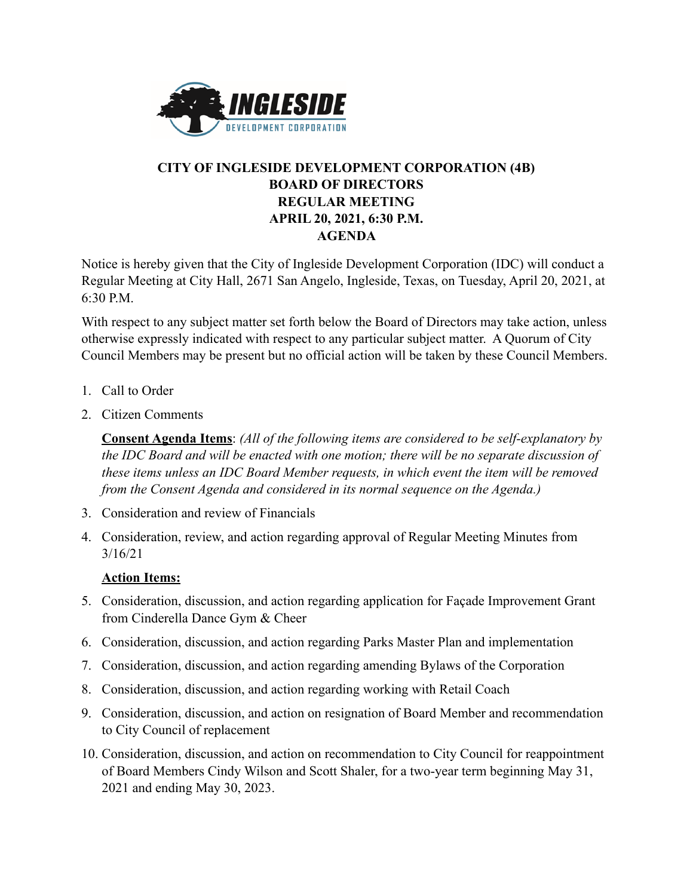# CITY OF INGLESIDE DEVELOPMENT CORPORATION (4B)
# BOARD OF DIRECTORS
# REGULAR MEETING
# APRIL 20, 2021, 6:30 P.M.
# AGENDA

Notice is hereby given that the City of Ingleside Development Corporation (IDC) will conduct a Regular Meeting at City Hall, 2671 San Angelo, Ingleside, Texas, on Tuesday, April 20, 2021, at 6:30 P.M.

With respect to any subject matter set forth below the Board of Directors may take action, unless otherwise expressly indicated with respect to any particular subject matter. A Quorum of City Council Members may be present but no official action will be taken by these Council Members.

1. Call to Order
2. Citizen Comments

**Consent Agenda Items**: *(All of the following items are considered to be self-explanatory by the IDC Board and will be enacted with one motion; there will be no separate discussion of these items unless an IDC Board Member requests, in which event the item will be removed from the Consent Agenda and considered in its normal sequence on the Agenda.)*

3. Consideration and review of Financials
4. Consideration, review, and action regarding approval of Regular Meeting Minutes from 3/16/21

**Action Items:**

5. Consideration, discussion, and action regarding application for Façade Improvement Grant from Cinderella Dance Gym & Cheer
6. Consideration, discussion, and action regarding Parks Master Plan and implementation
7. Consideration, discussion, and action regarding amending Bylaws of the Corporation
8. Consideration, discussion, and action regarding working with Retail Coach
9. Consideration, discussion, and action on resignation of Board Member and recommendation to City Council of replacement
10. Consideration, discussion, and action on recommendation to City Council for reappointment of Board Members Cindy Wilson and Scott Shaler, for a two-year term beginning May 31, 2021 and ending May 30, 2023.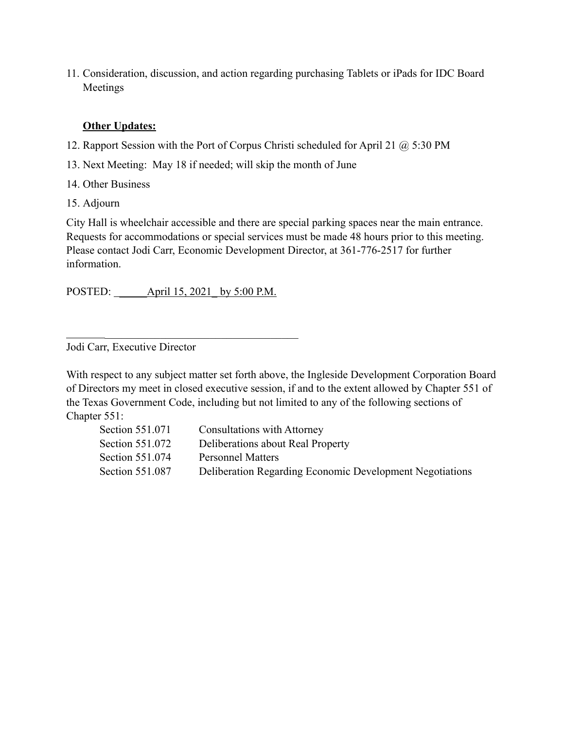11. Consideration, discussion, and action regarding purchasing Tablets or iPads for IDC Board Meetings

**Other Updates:**

12. Rapport Session with the Port of Corpus Christi scheduled for April 21 @ 5:30 PM
13. Next Meeting: May 18 if needed; will skip the month of June
14. Other Business
15. Adjourn

City Hall is wheelchair accessible and there are special parking spaces near the main entrance. Requests for accommodations or special services must be made 48 hours prior to this meeting. Please contact Jodi Carr, Economic Development Director, at 361-776-2517 for further information.

POSTED: ______April 15, 2021_ by 5:00 P.M.

_____________________________________________

Jodi Carr, Executive Director

With respect to any subject matter set forth above, the Ingleside Development Corporation Board of Directors my meet in closed executive session, if and to the extent allowed by Chapter 551 of the Texas Government Code, including but not limited to any of the following sections of Chapter 551:

| | |
|---|---|
| Section 551.071 | Consultations with Attorney |
| Section 551.072 | Deliberations about Real Property |
| Section 551.074 | Personnel Matters |
| Section 551.087 | Deliberation Regarding Economic Development Negotiations |